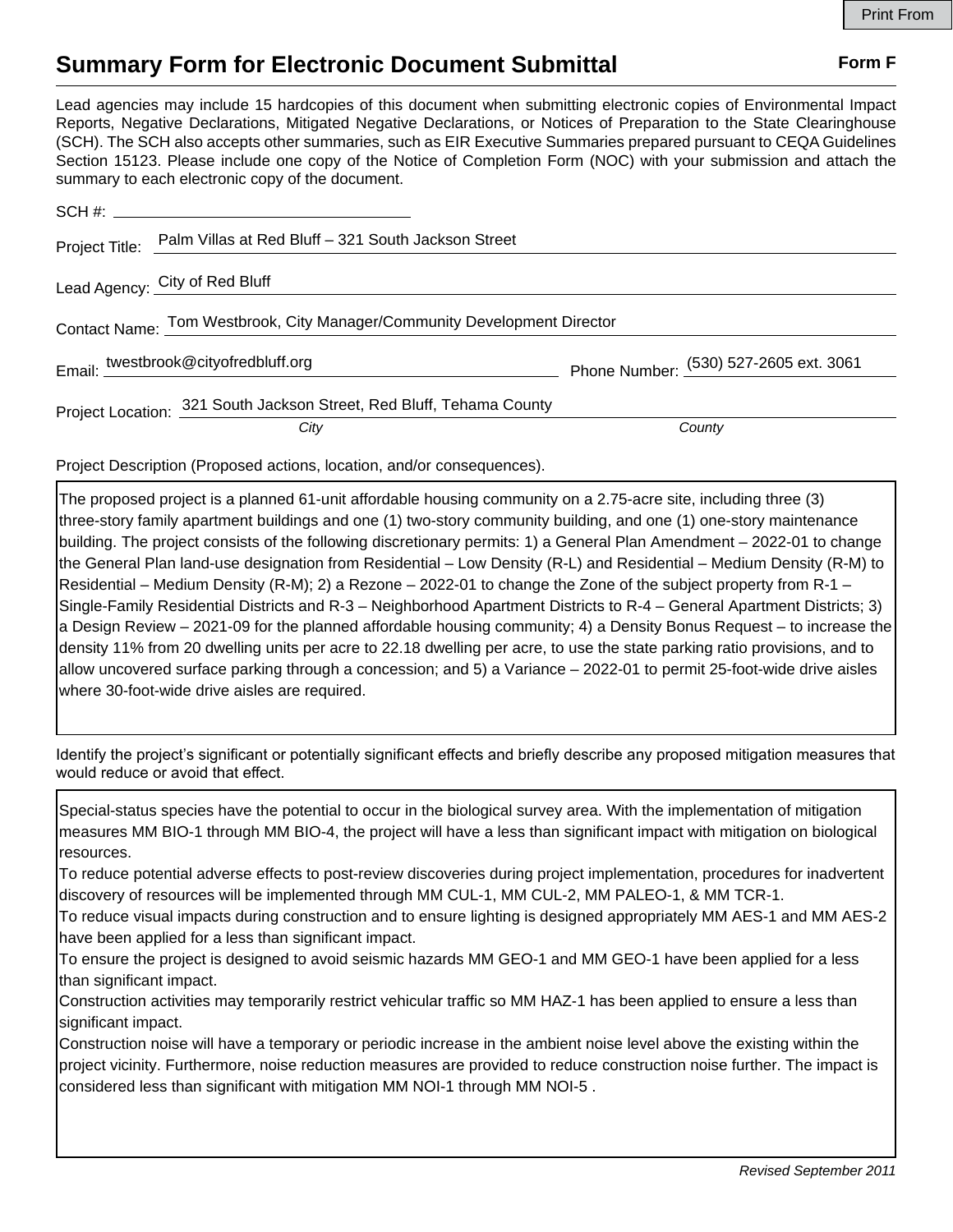# Summary Form for Electronic Document Submittal

**Form F**

Lead agencies may include 15 hardcopies of this document when submitting electronic copies of Environmental Impact Reports, Negative Declarations, Mitigated Negative Declarations, or Notices of Preparation to the State Clearinghouse (SCH). The SCH also accepts other summaries, such as EIR Executive Summaries prepared pursuant to CEQA Guidelines Section 15123. Please include one copy of the Notice of Completion Form (NOC) with your submission and attach the summary to each electronic copy of the document.

SCH #: ______________________

Project Title: Palm Villas at Red Bluff – 321 South Jackson Street

Lead Agency: City of Red Bluff

Contact Name: Tom Westbrook, City Manager/Community Development Director

Email: twestbrook@cityofredbluff.org        Phone Number: (530) 527-2605 ext. 3061

Project Location: 321 South Jackson Street, Red Bluff, Tehama County

*City*        *County*

Project Description (Proposed actions, location, and/or consequences).

The proposed project is a planned 61-unit affordable housing community on a 2.75-acre site, including three (3) three-story family apartment buildings and one (1) two-story community building, and one (1) one-story maintenance building. The project consists of the following discretionary permits: 1) a General Plan Amendment – 2022-01 to change the General Plan land-use designation from Residential – Low Density (R-L) and Residential – Medium Density (R-M) to Residential – Medium Density (R-M); 2) a Rezone – 2022-01 to change the Zone of the subject property from R-1 – Single-Family Residential Districts and R-3 – Neighborhood Apartment Districts to R-4 – General Apartment Districts; 3) a Design Review – 2021-09 for the planned affordable housing community; 4) a Density Bonus Request – to increase the density 11% from 20 dwelling units per acre to 22.18 dwelling per acre, to use the state parking ratio provisions, and to allow uncovered surface parking through a concession; and 5) a Variance – 2022-01 to permit 25-foot-wide drive aisles where 30-foot-wide drive aisles are required.

Identify the project's significant or potentially significant effects and briefly describe any proposed mitigation measures that would reduce or avoid that effect.

Special-status species have the potential to occur in the biological survey area. With the implementation of mitigation measures MM BIO-1 through MM BIO-4, the project will have a less than significant impact with mitigation on biological resources.
To reduce potential adverse effects to post-review discoveries during project implementation, procedures for inadvertent discovery of resources will be implemented through MM CUL-1, MM CUL-2, MM PALEO-1, & MM TCR-1.
To reduce visual impacts during construction and to ensure lighting is designed appropriately MM AES-1 and MM AES-2 have been applied for a less than significant impact.
To ensure the project is designed to avoid seismic hazards MM GEO-1 and MM GEO-1 have been applied for a less than significant impact.
Construction activities may temporarily restrict vehicular traffic so MM HAZ-1 has been applied to ensure a less than significant impact.
Construction noise will have a temporary or periodic increase in the ambient noise level above the existing within the project vicinity. Furthermore, noise reduction measures are provided to reduce construction noise further. The impact is considered less than significant with mitigation MM NOI-1 through MM NOI-5 .

*Revised September 2011*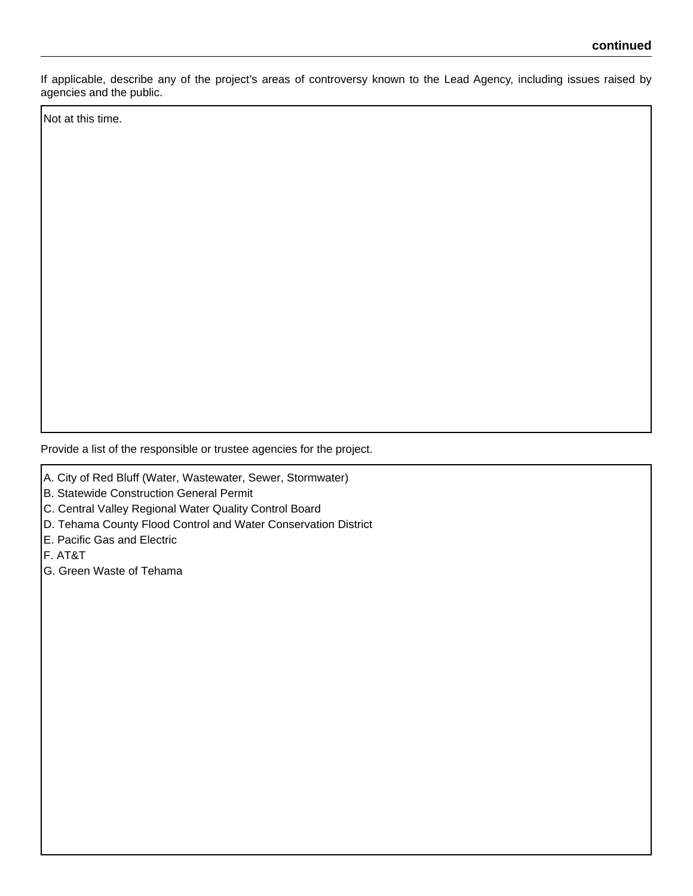**continued**

If applicable, describe any of the project's areas of controversy known to the Lead Agency, including issues raised by agencies and the public.

Not at this time.

Provide a list of the responsible or trustee agencies for the project.

A. City of Red Bluff (Water, Wastewater, Sewer, Stormwater)
B. Statewide Construction General Permit
C. Central Valley Regional Water Quality Control Board
D. Tehama County Flood Control and Water Conservation District
E. Pacific Gas and Electric
F. AT&T
G. Green Waste of Tehama